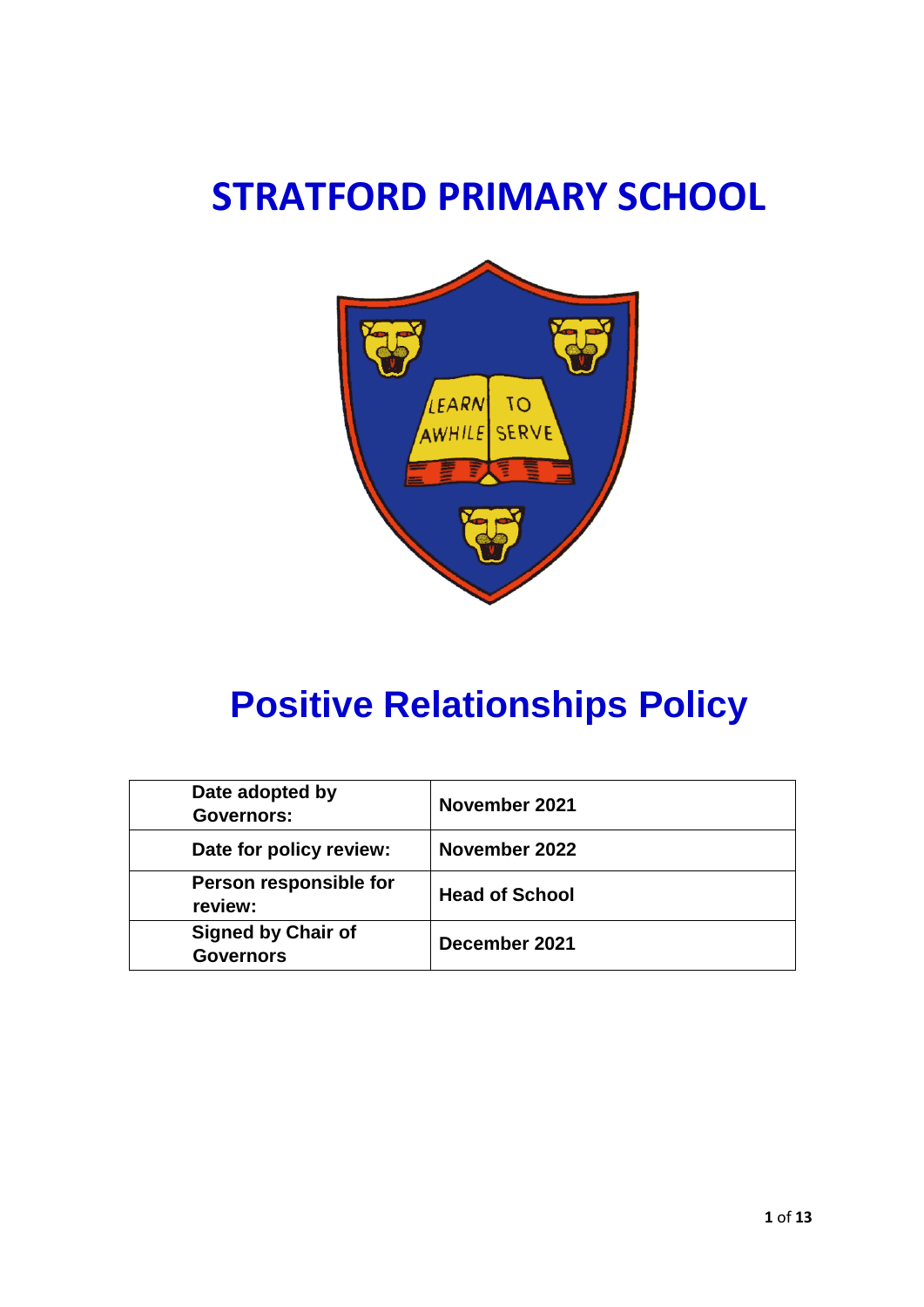# STRATFORD PRIMARY SCHOOL

# Positive Relationships Policy

| Date adopted by Governors: | November 2021 |
|---|---|
| Date for policy review: | November 2022 |
| Person responsible for review: | Head of School |
| Signed by Chair of Governors | December 2021 |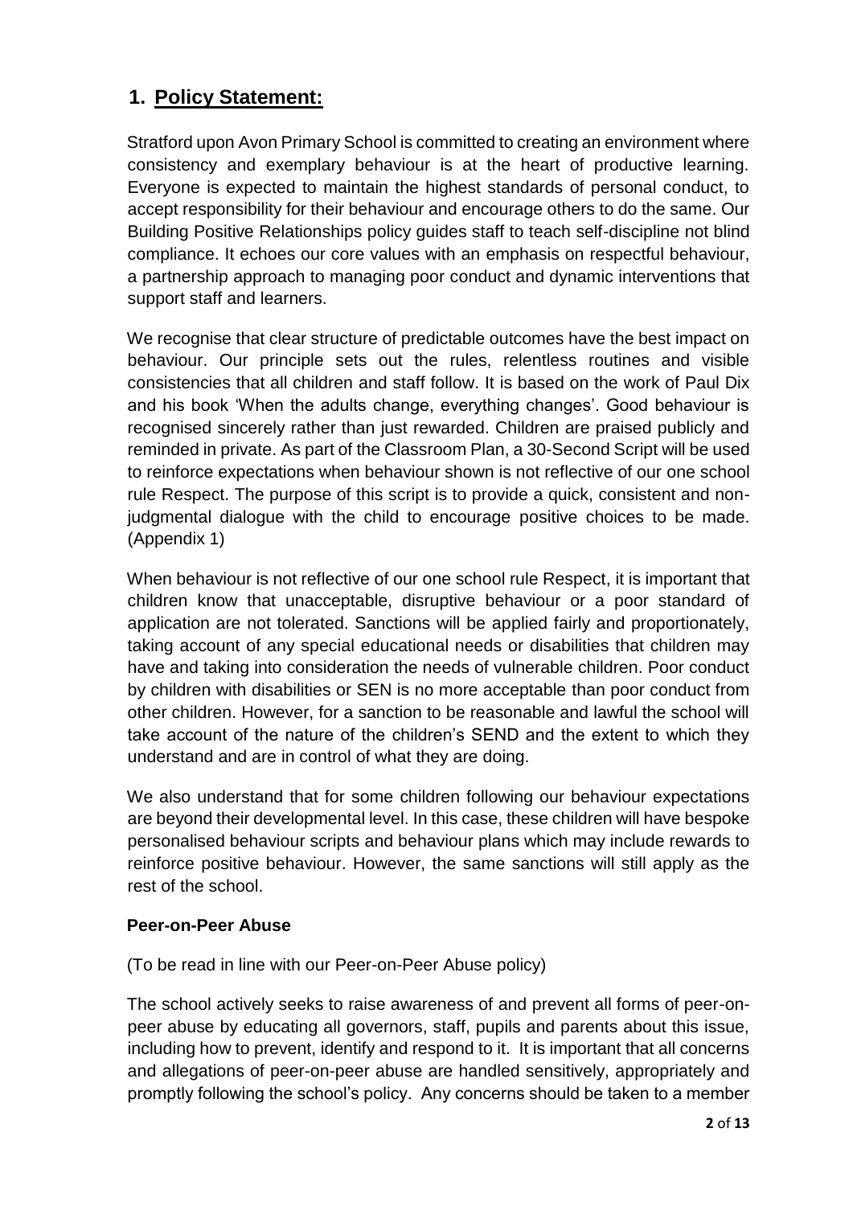## 1. Policy Statement:

Stratford upon Avon Primary School is committed to creating an environment where consistency and exemplary behaviour is at the heart of productive learning. Everyone is expected to maintain the highest standards of personal conduct, to accept responsibility for their behaviour and encourage others to do the same. Our Building Positive Relationships policy guides staff to teach self-discipline not blind compliance. It echoes our core values with an emphasis on respectful behaviour, a partnership approach to managing poor conduct and dynamic interventions that support staff and learners.

We recognise that clear structure of predictable outcomes have the best impact on behaviour. Our principle sets out the rules, relentless routines and visible consistencies that all children and staff follow. It is based on the work of Paul Dix and his book 'When the adults change, everything changes'. Good behaviour is recognised sincerely rather than just rewarded. Children are praised publicly and reminded in private. As part of the Classroom Plan, a 30-Second Script will be used to reinforce expectations when behaviour shown is not reflective of our one school rule Respect. The purpose of this script is to provide a quick, consistent and non-judgmental dialogue with the child to encourage positive choices to be made. (Appendix 1)

When behaviour is not reflective of our one school rule Respect, it is important that children know that unacceptable, disruptive behaviour or a poor standard of application are not tolerated. Sanctions will be applied fairly and proportionately, taking account of any special educational needs or disabilities that children may have and taking into consideration the needs of vulnerable children. Poor conduct by children with disabilities or SEN is no more acceptable than poor conduct from other children. However, for a sanction to be reasonable and lawful the school will take account of the nature of the children's SEND and the extent to which they understand and are in control of what they are doing.

We also understand that for some children following our behaviour expectations are beyond their developmental level. In this case, these children will have bespoke personalised behaviour scripts and behaviour plans which may include rewards to reinforce positive behaviour. However, the same sanctions will still apply as the rest of the school.

**Peer-on-Peer Abuse**

(To be read in line with our Peer-on-Peer Abuse policy)

The school actively seeks to raise awareness of and prevent all forms of peer-on-peer abuse by educating all governors, staff, pupils and parents about this issue, including how to prevent, identify and respond to it. It is important that all concerns and allegations of peer-on-peer abuse are handled sensitively, appropriately and promptly following the school's policy. Any concerns should be taken to a member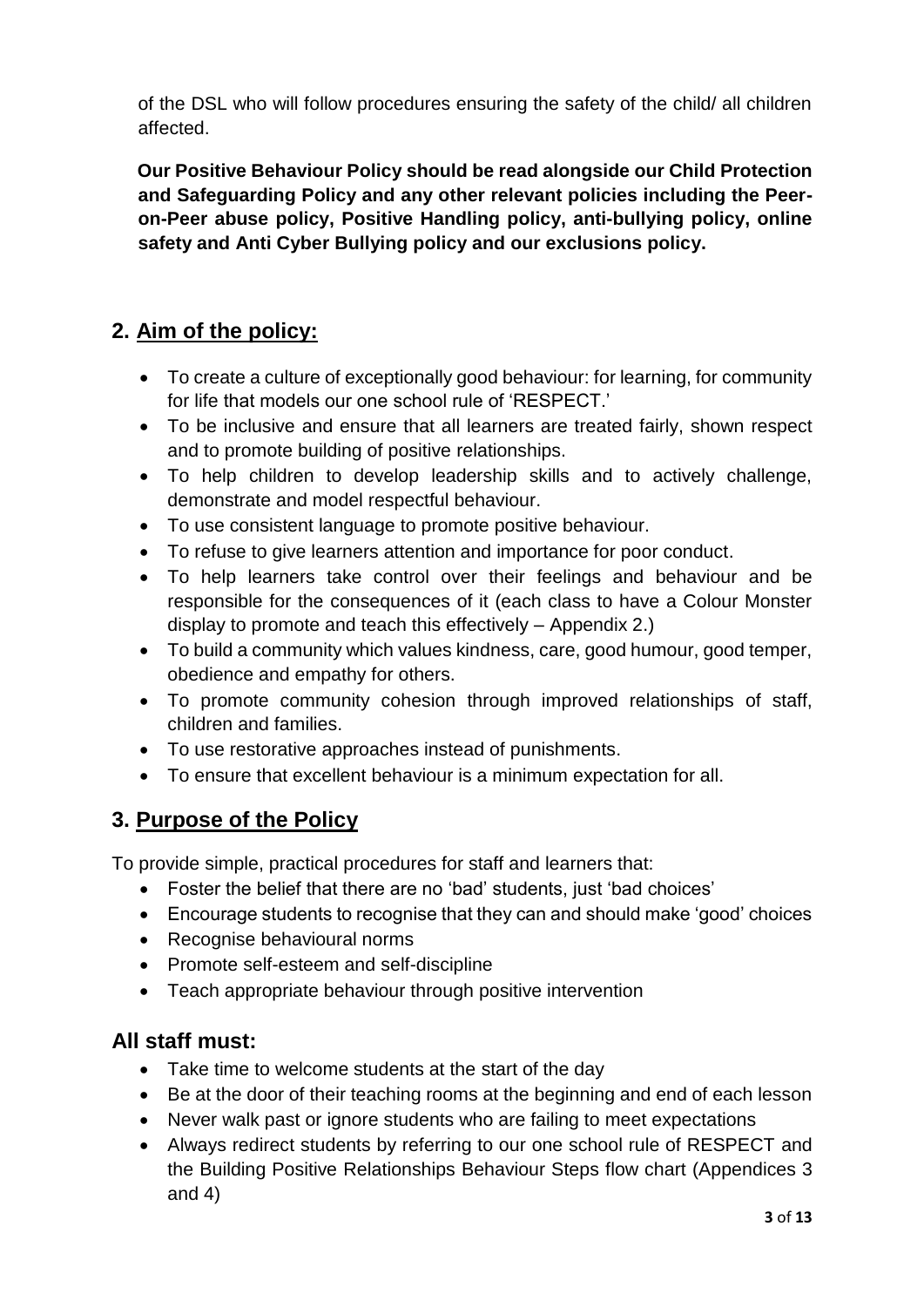of the DSL who will follow procedures ensuring the safety of the child/ all children affected.

**Our Positive Behaviour Policy should be read alongside our Child Protection and Safeguarding Policy and any other relevant policies including the Peer-on-Peer abuse policy, Positive Handling policy, anti-bullying policy, online safety and Anti Cyber Bullying policy and our exclusions policy.**

## 2. Aim of the policy:

- To create a culture of exceptionally good behaviour: for learning, for community for life that models our one school rule of 'RESPECT.'
- To be inclusive and ensure that all learners are treated fairly, shown respect and to promote building of positive relationships.
- To help children to develop leadership skills and to actively challenge, demonstrate and model respectful behaviour.
- To use consistent language to promote positive behaviour.
- To refuse to give learners attention and importance for poor conduct.
- To help learners take control over their feelings and behaviour and be responsible for the consequences of it (each class to have a Colour Monster display to promote and teach this effectively – Appendix 2.)
- To build a community which values kindness, care, good humour, good temper, obedience and empathy for others.
- To promote community cohesion through improved relationships of staff, children and families.
- To use restorative approaches instead of punishments.
- To ensure that excellent behaviour is a minimum expectation for all.

## 3. Purpose of the Policy

To provide simple, practical procedures for staff and learners that:

- Foster the belief that there are no 'bad' students, just 'bad choices'
- Encourage students to recognise that they can and should make 'good' choices
- Recognise behavioural norms
- Promote self-esteem and self-discipline
- Teach appropriate behaviour through positive intervention

### All staff must:

- Take time to welcome students at the start of the day
- Be at the door of their teaching rooms at the beginning and end of each lesson
- Never walk past or ignore students who are failing to meet expectations
- Always redirect students by referring to our one school rule of RESPECT and the Building Positive Relationships Behaviour Steps flow chart (Appendices 3 and 4)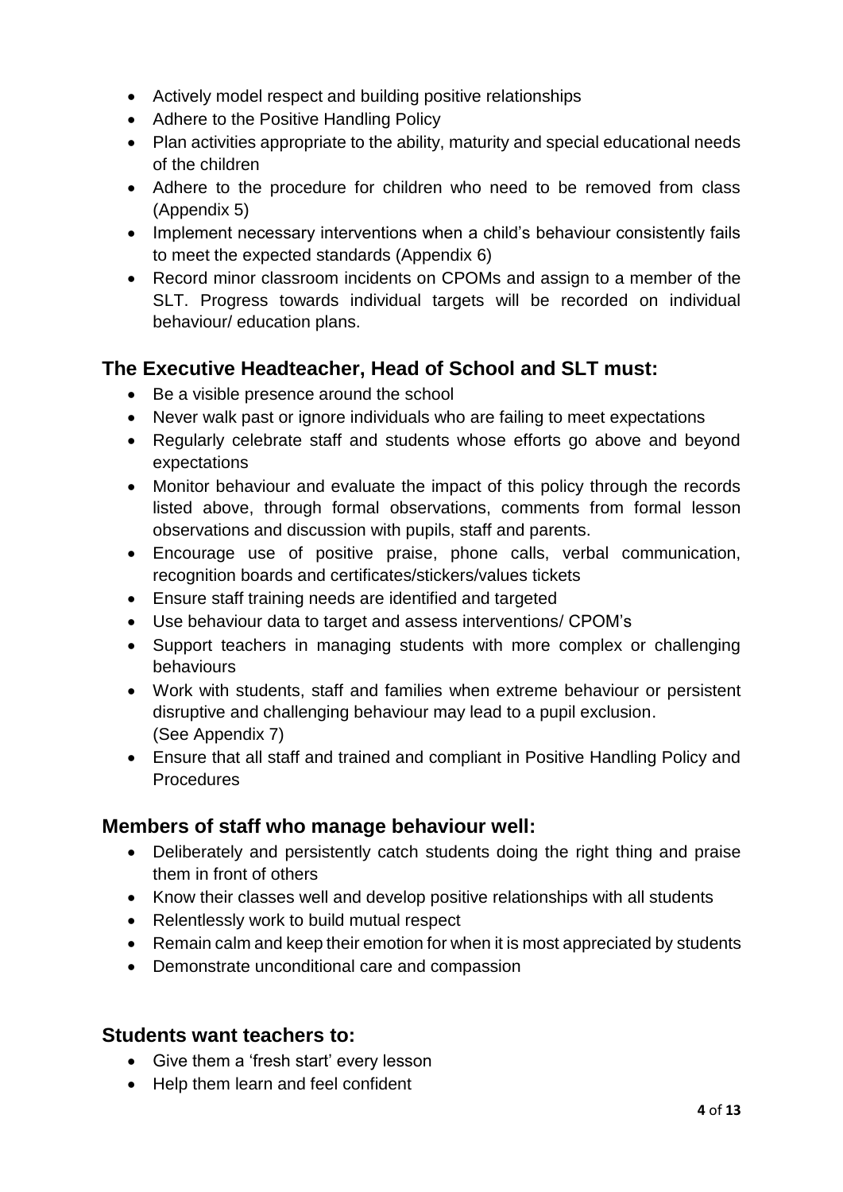- Actively model respect and building positive relationships
- Adhere to the Positive Handling Policy
- Plan activities appropriate to the ability, maturity and special educational needs of the children
- Adhere to the procedure for children who need to be removed from class (Appendix 5)
- Implement necessary interventions when a child's behaviour consistently fails to meet the expected standards (Appendix 6)
- Record minor classroom incidents on CPOMs and assign to a member of the SLT. Progress towards individual targets will be recorded on individual behaviour/ education plans.

## The Executive Headteacher, Head of School and SLT must:

- Be a visible presence around the school
- Never walk past or ignore individuals who are failing to meet expectations
- Regularly celebrate staff and students whose efforts go above and beyond expectations
- Monitor behaviour and evaluate the impact of this policy through the records listed above, through formal observations, comments from formal lesson observations and discussion with pupils, staff and parents.
- Encourage use of positive praise, phone calls, verbal communication, recognition boards and certificates/stickers/values tickets
- Ensure staff training needs are identified and targeted
- Use behaviour data to target and assess interventions/ CPOM's
- Support teachers in managing students with more complex or challenging behaviours
- Work with students, staff and families when extreme behaviour or persistent disruptive and challenging behaviour may lead to a pupil exclusion. (See Appendix 7)
- Ensure that all staff and trained and compliant in Positive Handling Policy and Procedures

## Members of staff who manage behaviour well:

- Deliberately and persistently catch students doing the right thing and praise them in front of others
- Know their classes well and develop positive relationships with all students
- Relentlessly work to build mutual respect
- Remain calm and keep their emotion for when it is most appreciated by students
- Demonstrate unconditional care and compassion

## Students want teachers to:

- Give them a 'fresh start' every lesson
- Help them learn and feel confident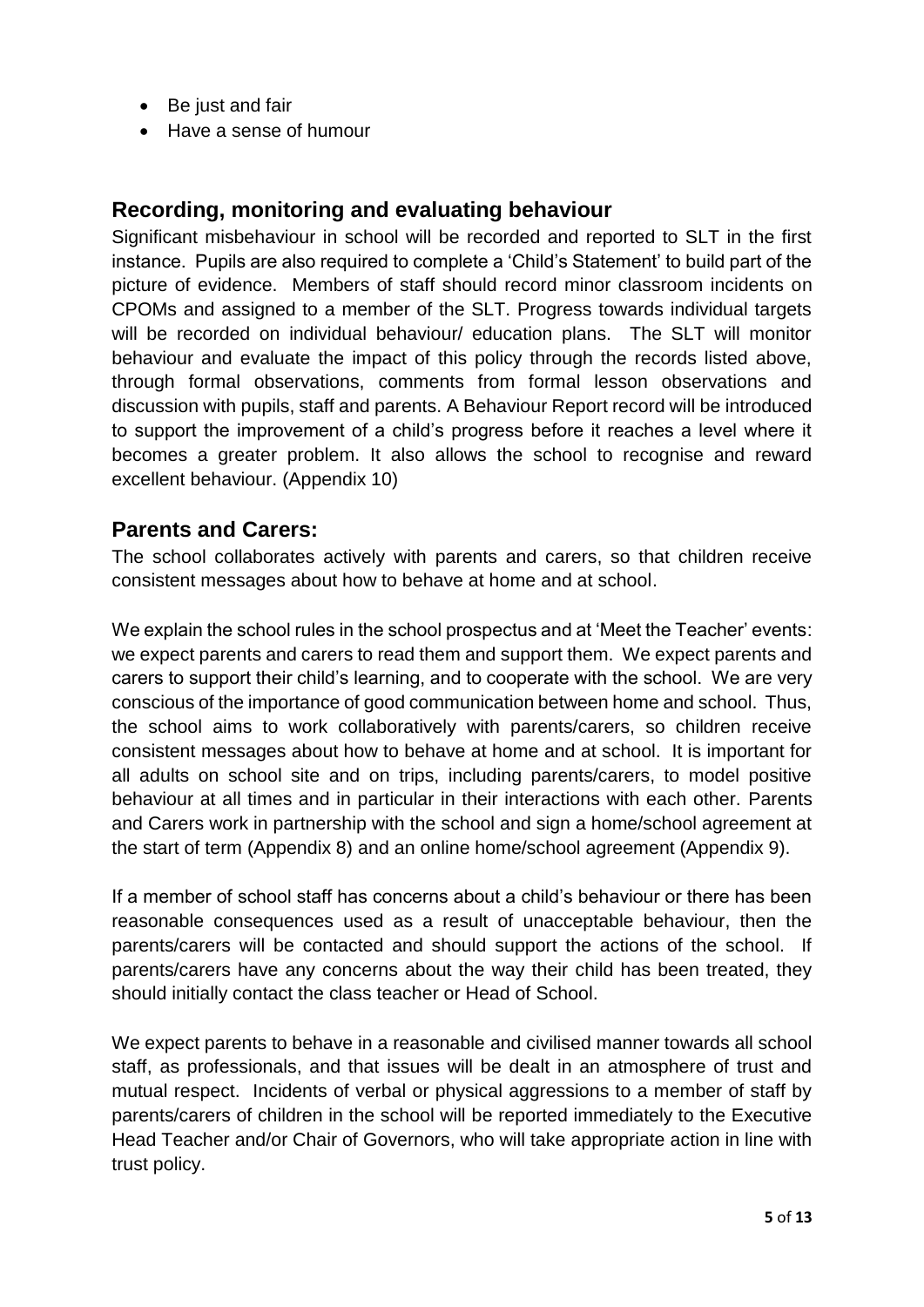- Be just and fair
- Have a sense of humour

## Recording, monitoring and evaluating behaviour

Significant misbehaviour in school will be recorded and reported to SLT in the first instance. Pupils are also required to complete a 'Child's Statement' to build part of the picture of evidence. Members of staff should record minor classroom incidents on CPOMs and assigned to a member of the SLT. Progress towards individual targets will be recorded on individual behaviour/ education plans. The SLT will monitor behaviour and evaluate the impact of this policy through the records listed above, through formal observations, comments from formal lesson observations and discussion with pupils, staff and parents. A Behaviour Report record will be introduced to support the improvement of a child's progress before it reaches a level where it becomes a greater problem. It also allows the school to recognise and reward excellent behaviour. (Appendix 10)

## Parents and Carers:

The school collaborates actively with parents and carers, so that children receive consistent messages about how to behave at home and at school.

We explain the school rules in the school prospectus and at 'Meet the Teacher' events: we expect parents and carers to read them and support them. We expect parents and carers to support their child's learning, and to cooperate with the school. We are very conscious of the importance of good communication between home and school. Thus, the school aims to work collaboratively with parents/carers, so children receive consistent messages about how to behave at home and at school. It is important for all adults on school site and on trips, including parents/carers, to model positive behaviour at all times and in particular in their interactions with each other. Parents and Carers work in partnership with the school and sign a home/school agreement at the start of term (Appendix 8) and an online home/school agreement (Appendix 9).

If a member of school staff has concerns about a child's behaviour or there has been reasonable consequences used as a result of unacceptable behaviour, then the parents/carers will be contacted and should support the actions of the school. If parents/carers have any concerns about the way their child has been treated, they should initially contact the class teacher or Head of School.

We expect parents to behave in a reasonable and civilised manner towards all school staff, as professionals, and that issues will be dealt in an atmosphere of trust and mutual respect. Incidents of verbal or physical aggressions to a member of staff by parents/carers of children in the school will be reported immediately to the Executive Head Teacher and/or Chair of Governors, who will take appropriate action in line with trust policy.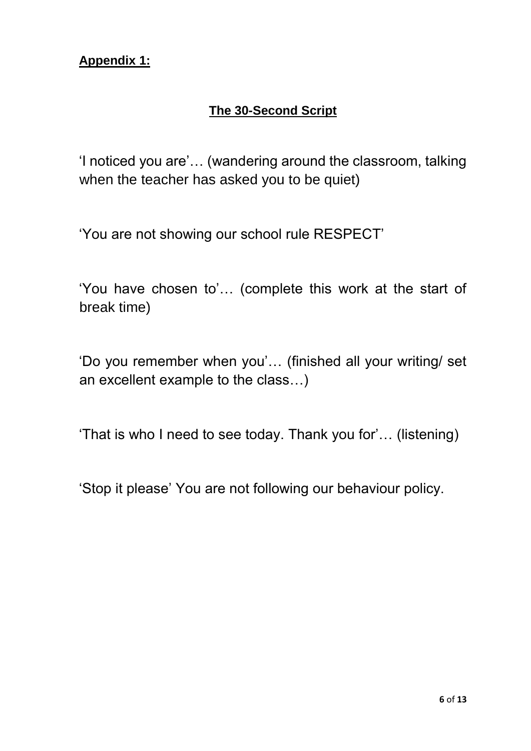**Appendix 1:**

## The 30-Second Script

'I noticed you are'… (wandering around the classroom, talking when the teacher has asked you to be quiet)

'You are not showing our school rule RESPECT'

'You have chosen to'… (complete this work at the start of break time)

'Do you remember when you'… (finished all your writing/ set an excellent example to the class…)

'That is who I need to see today. Thank you for'… (listening)

'Stop it please' You are not following our behaviour policy.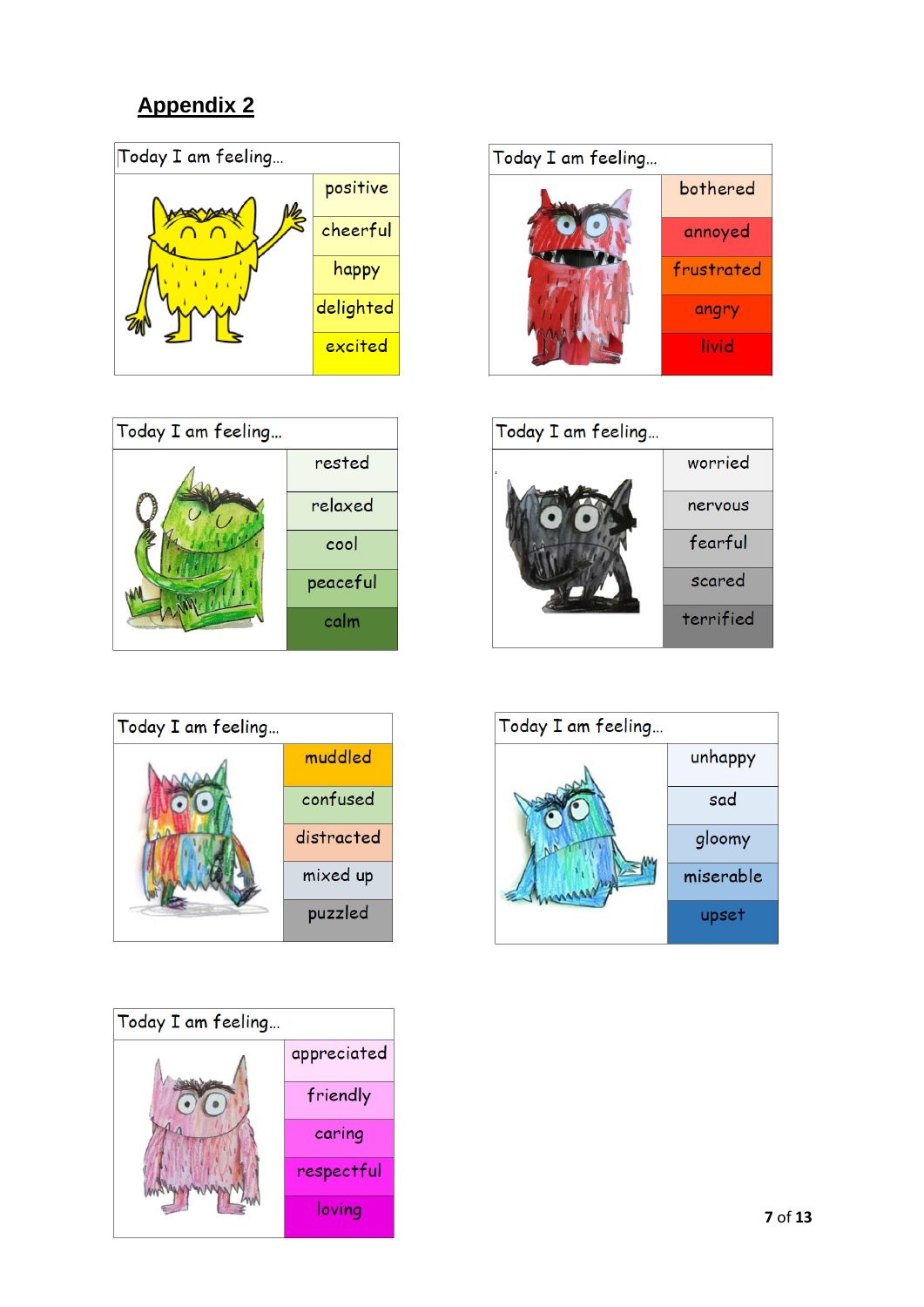## Appendix 2

| Today I am feeling… |
| --- |
| positive |
| cheerful |
| happy |
| delighted |
| excited |

| Today I am feeling… |
| --- |
| bothered |
| annoyed |
| frustrated |
| angry |
| livid |

| Today I am feeling… |
| --- |
| rested |
| relaxed |
| cool |
| peaceful |
| calm |

| Today I am feeling… |
| --- |
| worried |
| nervous |
| fearful |
| scared |
| terrified |

| Today I am feeling… |
| --- |
| muddled |
| confused |
| distracted |
| mixed up |
| puzzled |

| Today I am feeling… |
| --- |
| unhappy |
| sad |
| gloomy |
| miserable |
| upset |

| Today I am feeling… |
| --- |
| appreciated |
| friendly |
| caring |
| respectful |
| loving |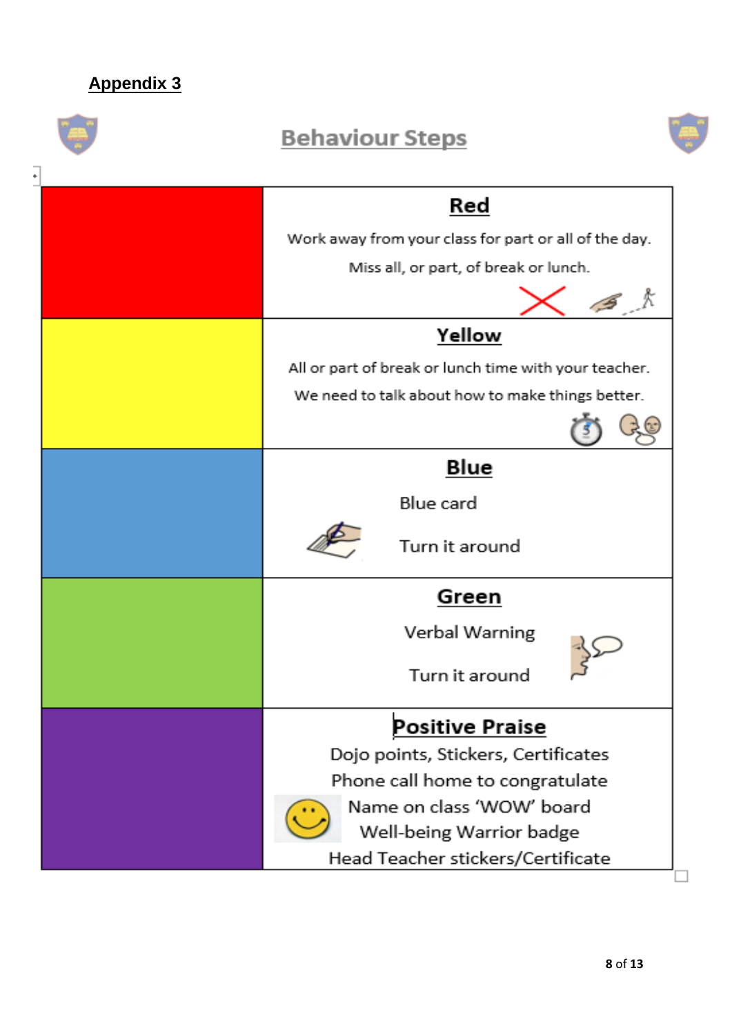**Appendix 3**

# Behaviour Steps

| Colour | Step |
| --- | --- |
| Red | **Red**<br>Work away from your class for part or all of the day.<br>Miss all, or part, of break or lunch. |
| Yellow | **Yellow**<br>All or part of break or lunch time with your teacher.<br>We need to talk about how to make things better. |
| Blue | **Blue**<br>Blue card<br>Turn it around |
| Green | **Green**<br>Verbal Warning<br>Turn it around |
| Purple | **Positive Praise**<br>Dojo points, Stickers, Certificates<br>Phone call home to congratulate<br>Name on class 'WOW' board<br>Well-being Warrior badge<br>Head Teacher stickers/Certificate |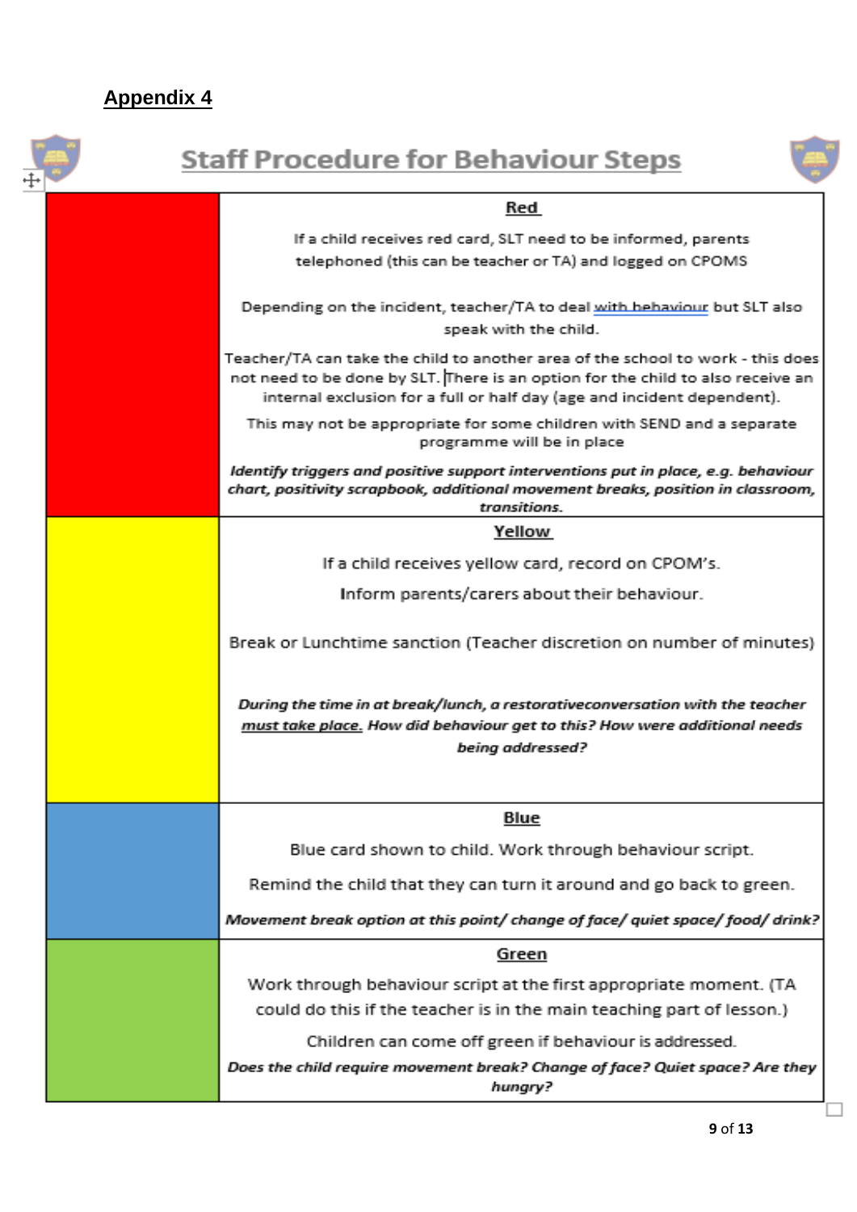**Appendix 4**

# Staff Procedure for Behaviour Steps

| | |
|---|---|
| | **Red**<br><br>If a child receives red card, SLT need to be informed, parents telephoned (this can be teacher or TA) and logged on CPOMS<br><br>Depending on the incident, teacher/TA to deal with behaviour but SLT also speak with the child.<br><br>Teacher/TA can take the child to another area of the school to work - this does not need to be done by SLT. There is an option for the child to also receive an internal exclusion for a full or half day (age and incident dependent).<br><br>This may not be appropriate for some children with SEND and a separate programme will be in place<br><br>***Identify triggers and positive support interventions put in place, e.g. behaviour chart, positivity scrapbook, additional movement breaks, position in classroom, transitions.*** |
| | **Yellow**<br><br>If a child receives yellow card, record on CPOM's.<br><br>Inform parents/carers about their behaviour.<br><br>Break or Lunchtime sanction (Teacher discretion on number of minutes)<br><br>***During the time in at break/lunch, a restorativeconversation with the teacher must take place. How did behaviour get to this? How were additional needs being addressed?*** |
| | **Blue**<br><br>Blue card shown to child. Work through behaviour script.<br><br>Remind the child that they can turn it around and go back to green.<br><br>***Movement break option at this point/ change of face/ quiet space/ food/ drink?*** |
| | **Green**<br><br>Work through behaviour script at the first appropriate moment. (TA could do this if the teacher is in the main teaching part of lesson.)<br><br>Children can come off green if behaviour is addressed.<br><br>***Does the child require movement break? Change of face? Quiet space? Are they hungry?*** |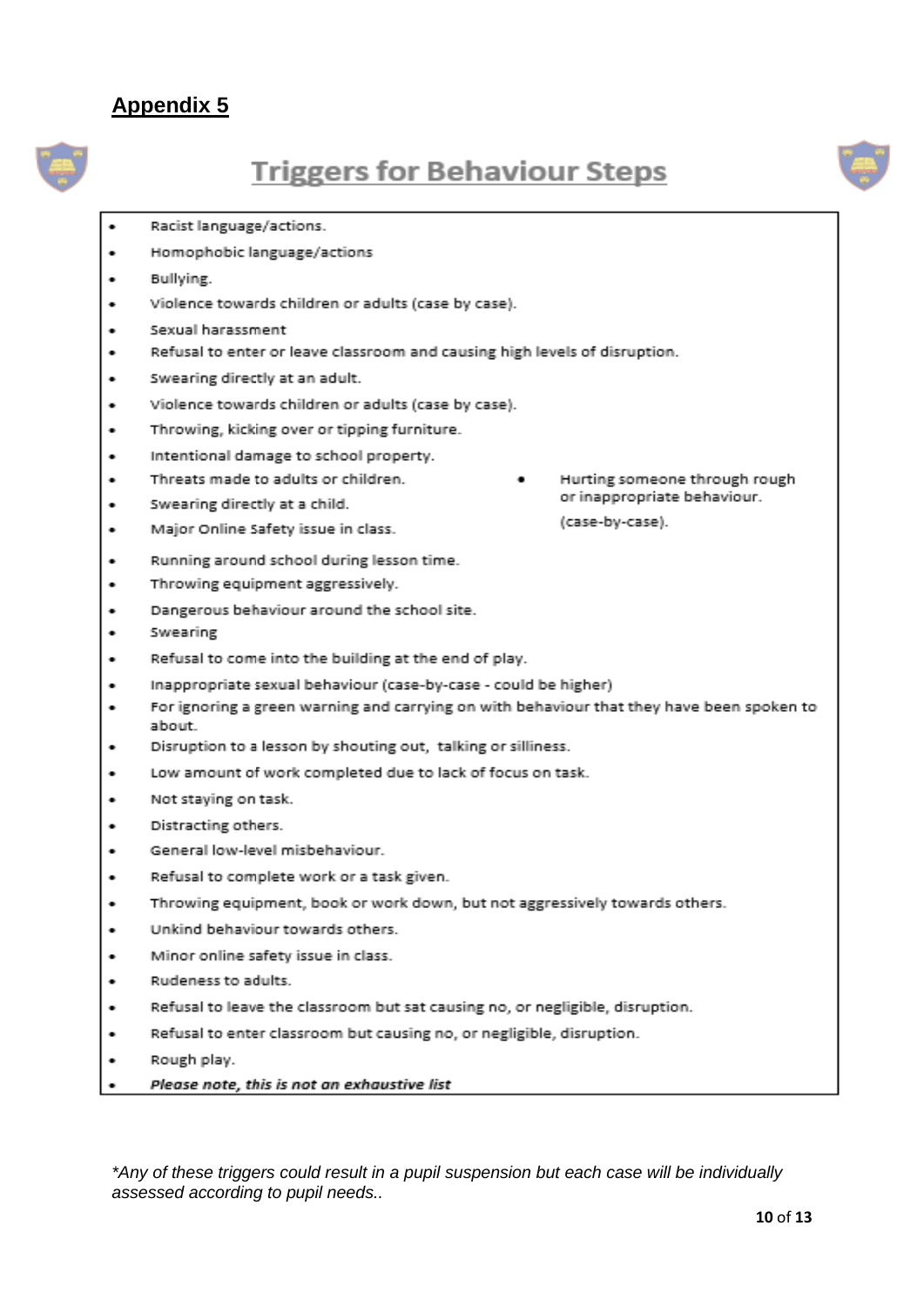## Appendix 5

# Triggers for Behaviour Steps

- Racist language/actions.
- Homophobic language/actions
- Bullying.
- Violence towards children or adults (case by case).
- Sexual harassment
- Refusal to enter or leave classroom and causing high levels of disruption.
- Swearing directly at an adult.
- Violence towards children or adults (case by case).
- Throwing, kicking over or tipping furniture.
- Intentional damage to school property.
- Threats made to adults or children.
- Swearing directly at a child.
- Major Online Safety issue in class.
- Hurting someone through rough or inappropriate behaviour. (case-by-case).
- Running around school during lesson time.
- Throwing equipment aggressively.
- Dangerous behaviour around the school site.
- Swearing
- Refusal to come into the building at the end of play.
- Inappropriate sexual behaviour (case-by-case - could be higher)
- For ignoring a green warning and carrying on with behaviour that they have been spoken to about.
- Disruption to a lesson by shouting out, talking or silliness.
- Low amount of work completed due to lack of focus on task.
- Not staying on task.
- Distracting others.
- General low-level misbehaviour.
- Refusal to complete work or a task given.
- Throwing equipment, book or work down, but not aggressively towards others.
- Unkind behaviour towards others.
- Minor online safety issue in class.
- Rudeness to adults.
- Refusal to leave the classroom but sat causing no, or negligible, disruption.
- Refusal to enter classroom but causing no, or negligible, disruption.
- Rough play.
- ***Please note, this is not an exhaustive list***

*\*Any of these triggers could result in a pupil suspension but each case will be individually assessed according to pupil needs..*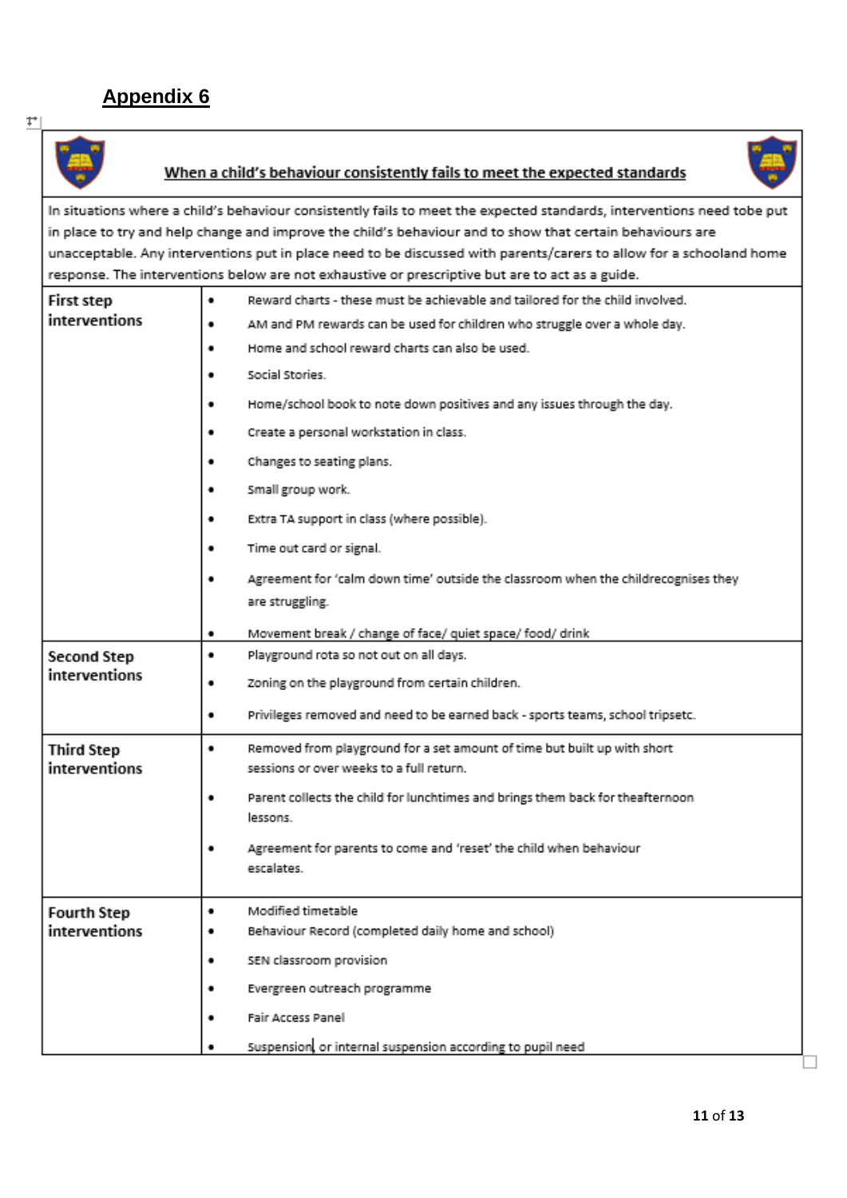## Appendix 6

| When a child's behaviour consistently fails to meet the expected standards | |
|---|---|
| In situations where a child's behaviour consistently fails to meet the expected standards, interventions need tobe put in place to try and help change and improve the child's behaviour and to show that certain behaviours are unacceptable. Any interventions put in place need to be discussed with parents/carers to allow for a schooland home response. The interventions below are not exhaustive or prescriptive but are to act as a guide. | |
| **First step interventions** | • Reward charts - these must be achievable and tailored for the child involved.<br>• AM and PM rewards can be used for children who struggle over a whole day.<br>• Home and school reward charts can also be used.<br>• Social Stories.<br>• Home/school book to note down positives and any issues through the day.<br>• Create a personal workstation in class.<br>• Changes to seating plans.<br>• Small group work.<br>• Extra TA support in class (where possible).<br>• Time out card or signal.<br>• Agreement for 'calm down time' outside the classroom when the childrecognises they are struggling.<br>• Movement break / change of face/ quiet space/ food/ drink |
| **Second Step interventions** | • Playground rota so not out on all days.<br>• Zoning on the playground from certain children.<br>• Privileges removed and need to be earned back - sports teams, school tripsetc. |
| **Third Step interventions** | • Removed from playground for a set amount of time but built up with short sessions or over weeks to a full return.<br>• Parent collects the child for lunchtimes and brings them back for theafternoon lessons.<br>• Agreement for parents to come and 'reset' the child when behaviour escalates. |
| **Fourth Step interventions** | • Modified timetable<br>• Behaviour Record (completed daily home and school)<br>• SEN classroom provision<br>• Evergreen outreach programme<br>• Fair Access Panel<br>• Suspension or internal suspension according to pupil need |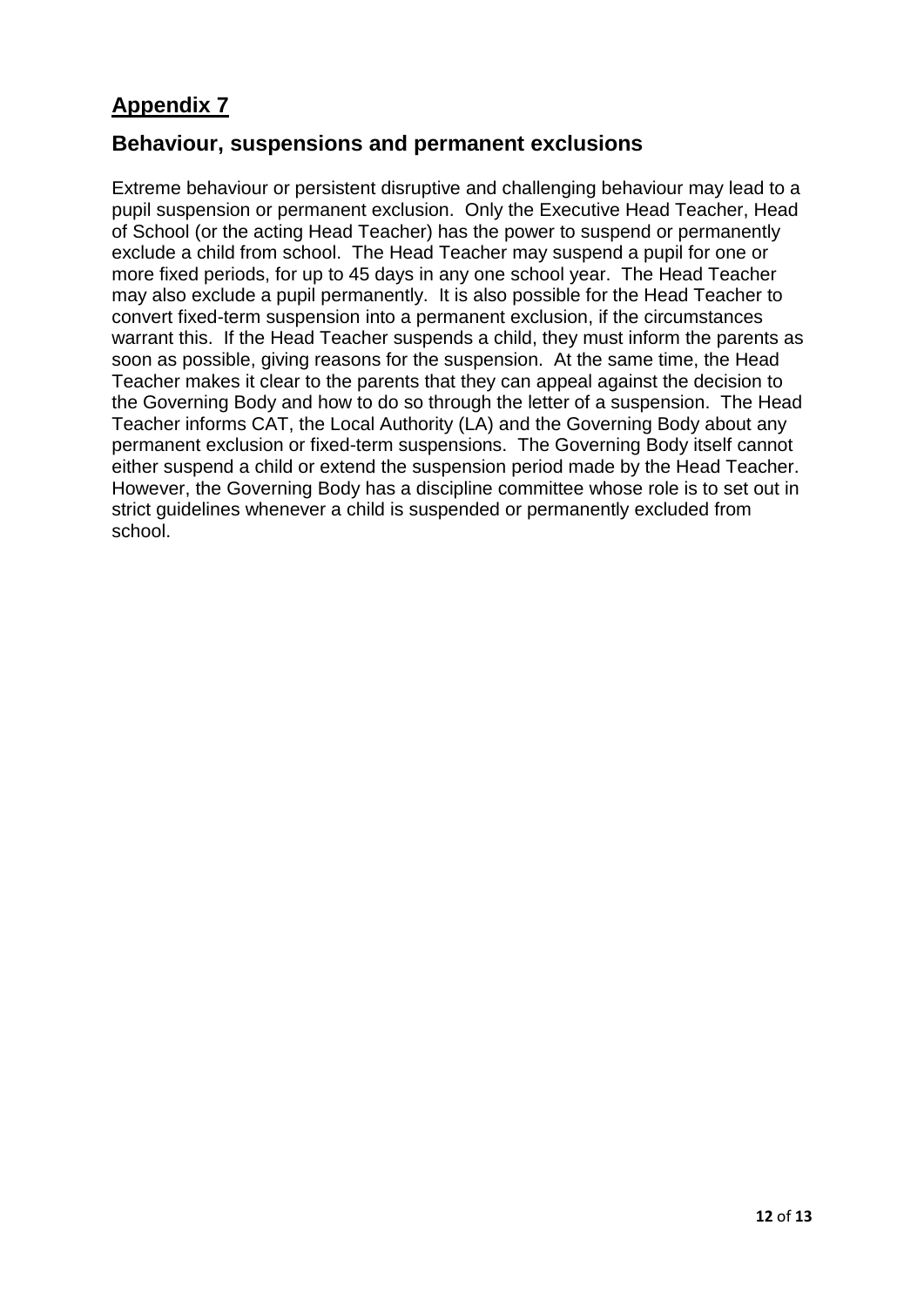## Appendix 7

## Behaviour, suspensions and permanent exclusions

Extreme behaviour or persistent disruptive and challenging behaviour may lead to a pupil suspension or permanent exclusion. Only the Executive Head Teacher, Head of School (or the acting Head Teacher) has the power to suspend or permanently exclude a child from school. The Head Teacher may suspend a pupil for one or more fixed periods, for up to 45 days in any one school year. The Head Teacher may also exclude a pupil permanently. It is also possible for the Head Teacher to convert fixed-term suspension into a permanent exclusion, if the circumstances warrant this. If the Head Teacher suspends a child, they must inform the parents as soon as possible, giving reasons for the suspension. At the same time, the Head Teacher makes it clear to the parents that they can appeal against the decision to the Governing Body and how to do so through the letter of a suspension. The Head Teacher informs CAT, the Local Authority (LA) and the Governing Body about any permanent exclusion or fixed-term suspensions. The Governing Body itself cannot either suspend a child or extend the suspension period made by the Head Teacher. However, the Governing Body has a discipline committee whose role is to set out in strict guidelines whenever a child is suspended or permanently excluded from school.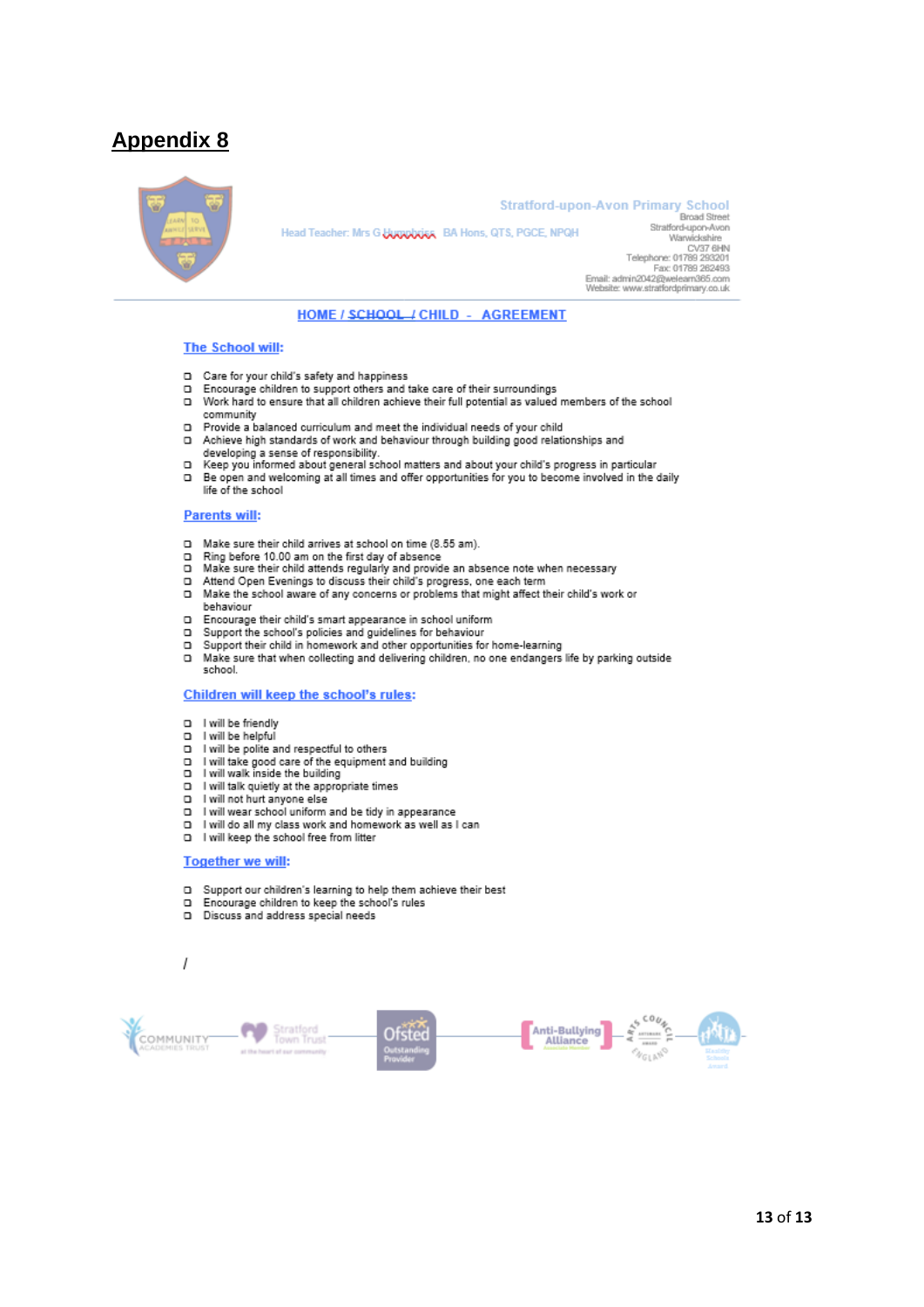## Appendix 8

Stratford-upon-Avon Primary School
Broad Street
Stratford-upon-Avon
Warwickshire
CV37 6HN
Telephone: 01789 293201
Fax: 01789 262493
Email: admin2042@welearn365.com
Website: www.stratfordprimary.co.uk

Head Teacher: Mrs G Humphries BA Hons, QTS, PGCE, NPQH

### HOME / SCHOOL / CHILD - AGREEMENT

**The School will:**

- Care for your child's safety and happiness
- Encourage children to support others and take care of their surroundings
- Work hard to ensure that all children achieve their full potential as valued members of the school community
- Provide a balanced curriculum and meet the individual needs of your child
- Achieve high standards of work and behaviour through building good relationships and developing a sense of responsibility.
- Keep you informed about general school matters and your child's progress in particular
- Be open and welcoming at all times and offer opportunities for you to become involved in the daily life of the school

**Parents will:**

- Make sure their child arrives at school on time (8.55 am).
- Ring before 10.00 am on the first day of absence
- Make sure their child attends regularly and provide an absence note when necessary
- Attend Open Evenings to discuss their child's progress, one each term
- Make the school aware of any concerns or problems that might affect their child's work or behaviour
- Encourage their child's smart appearance in school uniform
- Support the school's policies and guidelines for behaviour
- Support their child in homework and other opportunities for home-learning
- Make sure that when collecting and delivering children, no one endangers life by parking outside school.

**Children will keep the school's rules:**

- I will be friendly
- I will be helpful
- I will be polite and respectful to others
- I will take good care of the equipment and building
- I will walk inside the building
- I will talk quietly at the appropriate times
- I will not hurt anyone else
- I will wear school uniform and be tidy in appearance
- I will do all my class work and homework as well as I can
- I will keep the school free from litter

**Together we will:**

- Support our children's learning to help them achieve their best
- Encourage children to keep the school's rules
- Discuss and address special needs

/

COMMUNITY ACADEMIES TRUST · Stratford Town Trust – at the heart of our community · Ofsted Outstanding Provider · Anti-Bullying Alliance · Arts Council England · Healthy Schools Award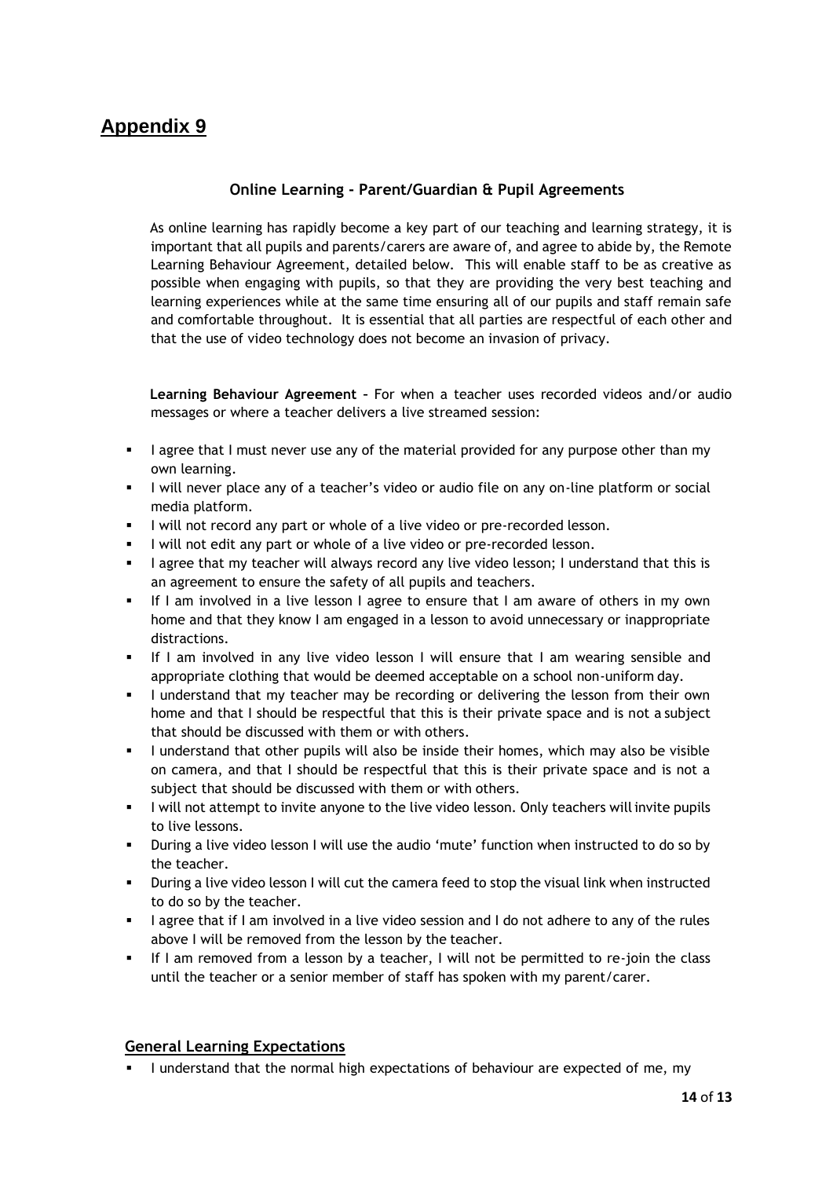# Appendix 9

### Online Learning - Parent/Guardian & Pupil Agreements

As online learning has rapidly become a key part of our teaching and learning strategy, it is important that all pupils and parents/carers are aware of, and agree to abide by, the Remote Learning Behaviour Agreement, detailed below. This will enable staff to be as creative as possible when engaging with pupils, so that they are providing the very best teaching and learning experiences while at the same time ensuring all of our pupils and staff remain safe and comfortable throughout. It is essential that all parties are respectful of each other and that the use of video technology does not become an invasion of privacy.

**Learning Behaviour Agreement** – For when a teacher uses recorded videos and/or audio messages or where a teacher delivers a live streamed session:

- I agree that I must never use any of the material provided for any purpose other than my own learning.
- I will never place any of a teacher's video or audio file on any on-line platform or social media platform.
- I will not record any part or whole of a live video or pre-recorded lesson.
- I will not edit any part or whole of a live video or pre-recorded lesson.
- I agree that my teacher will always record any live video lesson; I understand that this is an agreement to ensure the safety of all pupils and teachers.
- If I am involved in a live lesson I agree to ensure that I am aware of others in my own home and that they know I am engaged in a lesson to avoid unnecessary or inappropriate distractions.
- If I am involved in any live video lesson I will ensure that I am wearing sensible and appropriate clothing that would be deemed acceptable on a school non-uniform day.
- I understand that my teacher may be recording or delivering the lesson from their own home and that I should be respectful that this is their private space and is not a subject that should be discussed with them or with others.
- I understand that other pupils will also be inside their homes, which may also be visible on camera, and that I should be respectful that this is their private space and is not a subject that should be discussed with them or with others.
- I will not attempt to invite anyone to the live video lesson. Only teachers will invite pupils to live lessons.
- During a live video lesson I will use the audio 'mute' function when instructed to do so by the teacher.
- During a live video lesson I will cut the camera feed to stop the visual link when instructed to do so by the teacher.
- I agree that if I am involved in a live video session and I do not adhere to any of the rules above I will be removed from the lesson by the teacher.
- If I am removed from a lesson by a teacher, I will not be permitted to re-join the class until the teacher or a senior member of staff has spoken with my parent/carer.

## General Learning Expectations

- I understand that the normal high expectations of behaviour are expected of me, my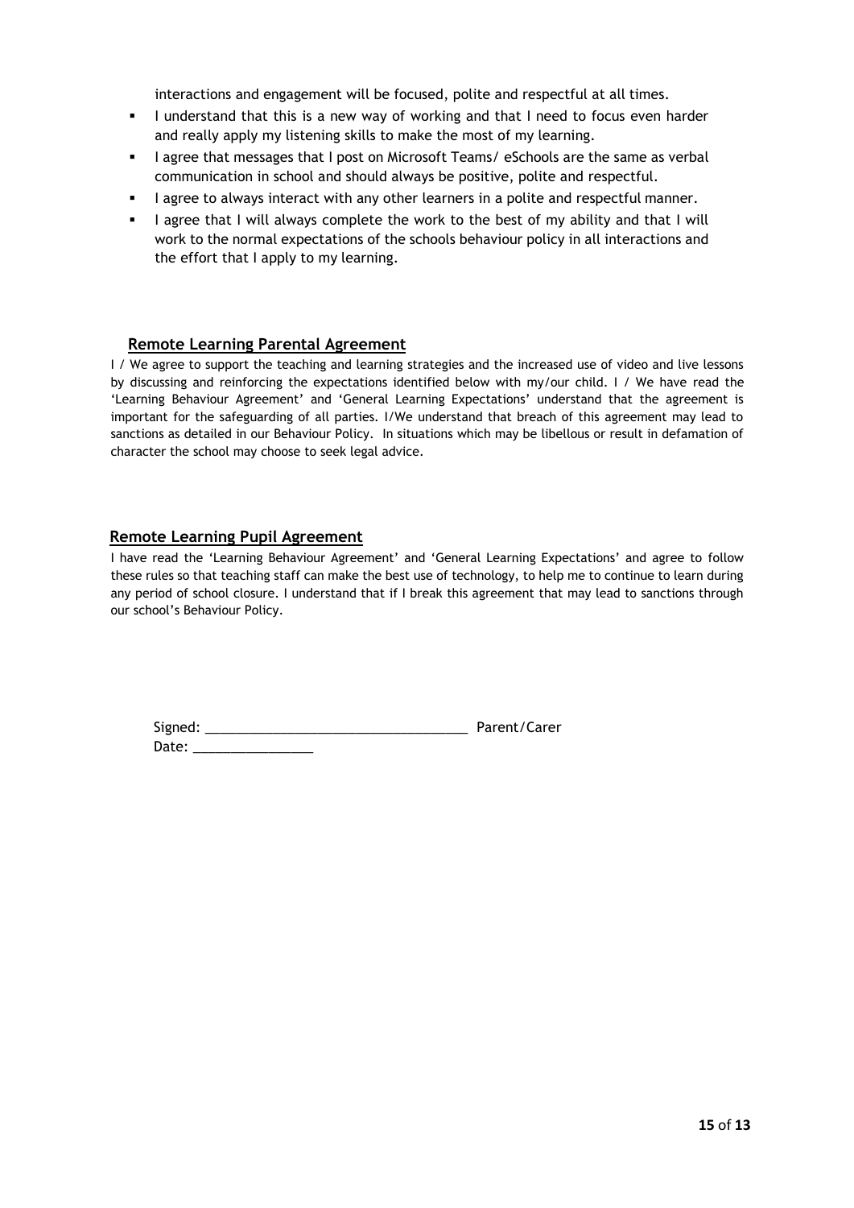interactions and engagement will be focused, polite and respectful at all times.

- I understand that this is a new way of working and that I need to focus even harder and really apply my listening skills to make the most of my learning.
- I agree that messages that I post on Microsoft Teams/ eSchools are the same as verbal communication in school and should always be positive, polite and respectful.
- I agree to always interact with any other learners in a polite and respectful manner.
- I agree that I will always complete the work to the best of my ability and that I will work to the normal expectations of the schools behaviour policy in all interactions and the effort that I apply to my learning.

## Remote Learning Parental Agreement

I / We agree to support the teaching and learning strategies and the increased use of video and live lessons by discussing and reinforcing the expectations identified below with my/our child. I / We have read the 'Learning Behaviour Agreement' and 'General Learning Expectations' understand that the agreement is important for the safeguarding of all parties. I/We understand that breach of this agreement may lead to sanctions as detailed in our Behaviour Policy. In situations which may be libellous or result in defamation of character the school may choose to seek legal advice.

## Remote Learning Pupil Agreement

I have read the 'Learning Behaviour Agreement' and 'General Learning Expectations' and agree to follow these rules so that teaching staff can make the best use of technology, to help me to continue to learn during any period of school closure. I understand that if I break this agreement that may lead to sanctions through our school's Behaviour Policy.

Signed: ___________________________________ Parent/Carer

Date: ________________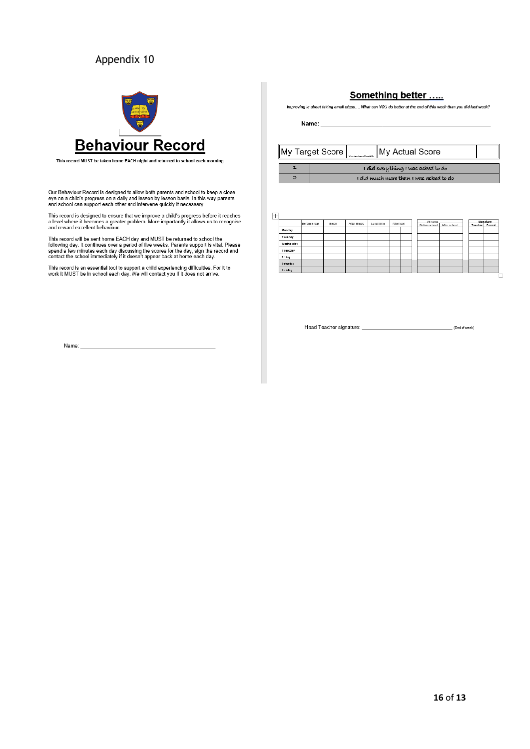Appendix 10

# Behaviour Record

**This record MUST be taken home EACH night and returned to school each morning**

Our Behaviour Record is designed to allow both parents and school to keep a close eye on a child's progress on a daily and lesson by lesson basis. In this way parents and school can support each other and intervene quickly if necessary.

This record is designed to ensure that we improve a child's progress before it reaches a level where it becomes a greater problem. More importantly it allows us to recognise and reward excellent behaviour.

This record will be sent home EACH day and MUST be returned to school the following day. It continues over a period of five weeks. Parents support is vital. Please spend a few minutes each day discussing the scores for the day, sign the record and contact the school immediately if it doesn't appear back at home each day.

This record is an essential tool to support a child experiencing difficulties. For it to work it MUST be in school each day. We will contact you if it does not arrive.

Name: ___________________________________________

## Something better .....

*Improving is about taking small steps.... What can YOU do better at the end of this week than you did last week?*

**Name:** ___________________________________________

| My Target Score | | My Actual Score | |
|---|---|---|---|

| | |
|---|---|
| 1 | I did everything I was asked to do |
| 2 | I did much more than I was asked to do |

| | Before Break | Break | After Break | Lunchtime | Afternoon | | At home: Before school | At home: After school | Signature: Teacher | Signature: Parent |
|---|---|---|---|---|---|---|---|---|---|---|
| Monday | | | | | | | | | | |
| Tuesday | | | | | | | | | | |
| Wednesday | | | | | | | | | | |
| Thursday | | | | | | | | | | |
| Friday | | | | | | | | | | |
| Saturday | | | | | | | | | | |
| Sunday | | | | | | | | | | |

Head Teacher signature: ______________________________ (End of week)